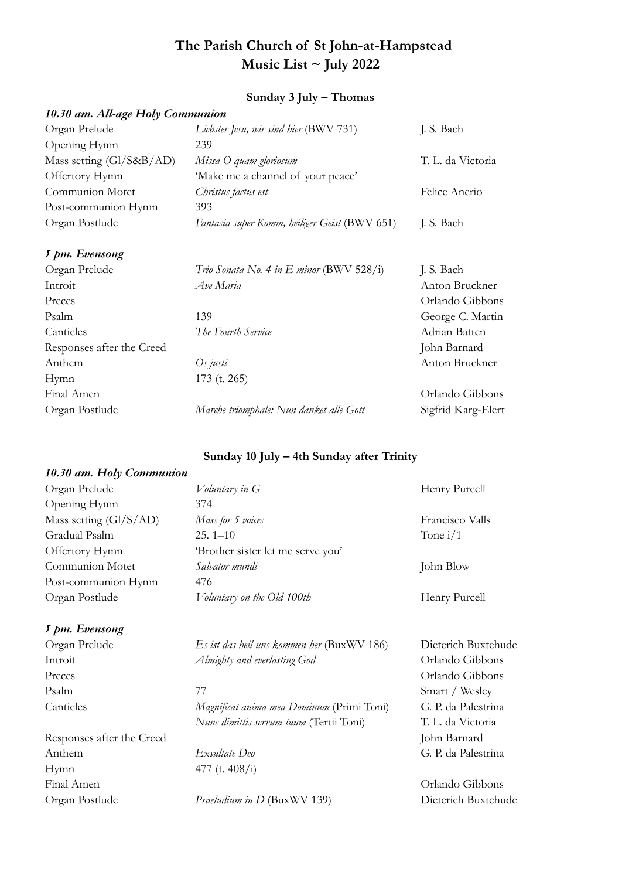# The Parish Church of St John-at-Hampstead
# Music List ~ July 2022

## Sunday 3 July – Thomas

### *10.30 am. All-age Holy Communion*

| | | |
|---|---|---|
| Organ Prelude | *Liebster Jesu, wir sind hier* (BWV 731) | J. S. Bach |
| Opening Hymn | 239 | |
| Mass setting (Gl/S&B/AD) | *Missa O quam gloriosum* | T. L. da Victoria |
| Offertory Hymn | 'Make me a channel of your peace' | |
| Communion Motet | *Christus factus est* | Felice Anerio |
| Post-communion Hymn | 393 | |
| Organ Postlude | *Fantasia super Komm, heiliger Geist* (BWV 651) | J. S. Bach |

### *5 pm. Evensong*

| | | |
|---|---|---|
| Organ Prelude | *Trio Sonata No. 4 in E minor* (BWV 528/i) | J. S. Bach |
| Introit | *Ave Maria* | Anton Bruckner |
| Preces | | Orlando Gibbons |
| Psalm | 139 | George C. Martin |
| Canticles | *The Fourth Service* | Adrian Batten |
| Responses after the Creed | | John Barnard |
| Anthem | *Os justi* | Anton Bruckner |
| Hymn | 173 (t. 265) | |
| Final Amen | | Orlando Gibbons |
| Organ Postlude | *Marche triomphale: Nun danket alle Gott* | Sigfrid Karg-Elert |

## Sunday 10 July – 4th Sunday after Trinity

### *10.30 am. Holy Communion*

| | | |
|---|---|---|
| Organ Prelude | *Voluntary in G* | Henry Purcell |
| Opening Hymn | 374 | |
| Mass setting (Gl/S/AD) | *Mass for 5 voices* | Francisco Valls |
| Gradual Psalm | 25. 1–10 | Tone i/1 |
| Offertory Hymn | 'Brother sister let me serve you' | |
| Communion Motet | *Salvator mundi* | John Blow |
| Post-communion Hymn | 476 | |
| Organ Postlude | *Voluntary on the Old 100th* | Henry Purcell |

### *5 pm. Evensong*

| | | |
|---|---|---|
| Organ Prelude | *Es ist das heil uns kommen her* (BuxWV 186) | Dieterich Buxtehude |
| Introit | *Almighty and everlasting God* | Orlando Gibbons |
| Preces | | Orlando Gibbons |
| Psalm | 77 | Smart / Wesley |
| Canticles | *Magnificat anima mea Dominum* (Primi Toni) | G. P. da Palestrina |
| | *Nunc dimittis servum tuum* (Tertii Toni) | T. L. da Victoria |
| Responses after the Creed | | John Barnard |
| Anthem | *Exsultate Deo* | G. P. da Palestrina |
| Hymn | 477 (t. 408/i) | |
| Final Amen | | Orlando Gibbons |
| Organ Postlude | *Praeludium in D* (BuxWV 139) | Dieterich Buxtehude |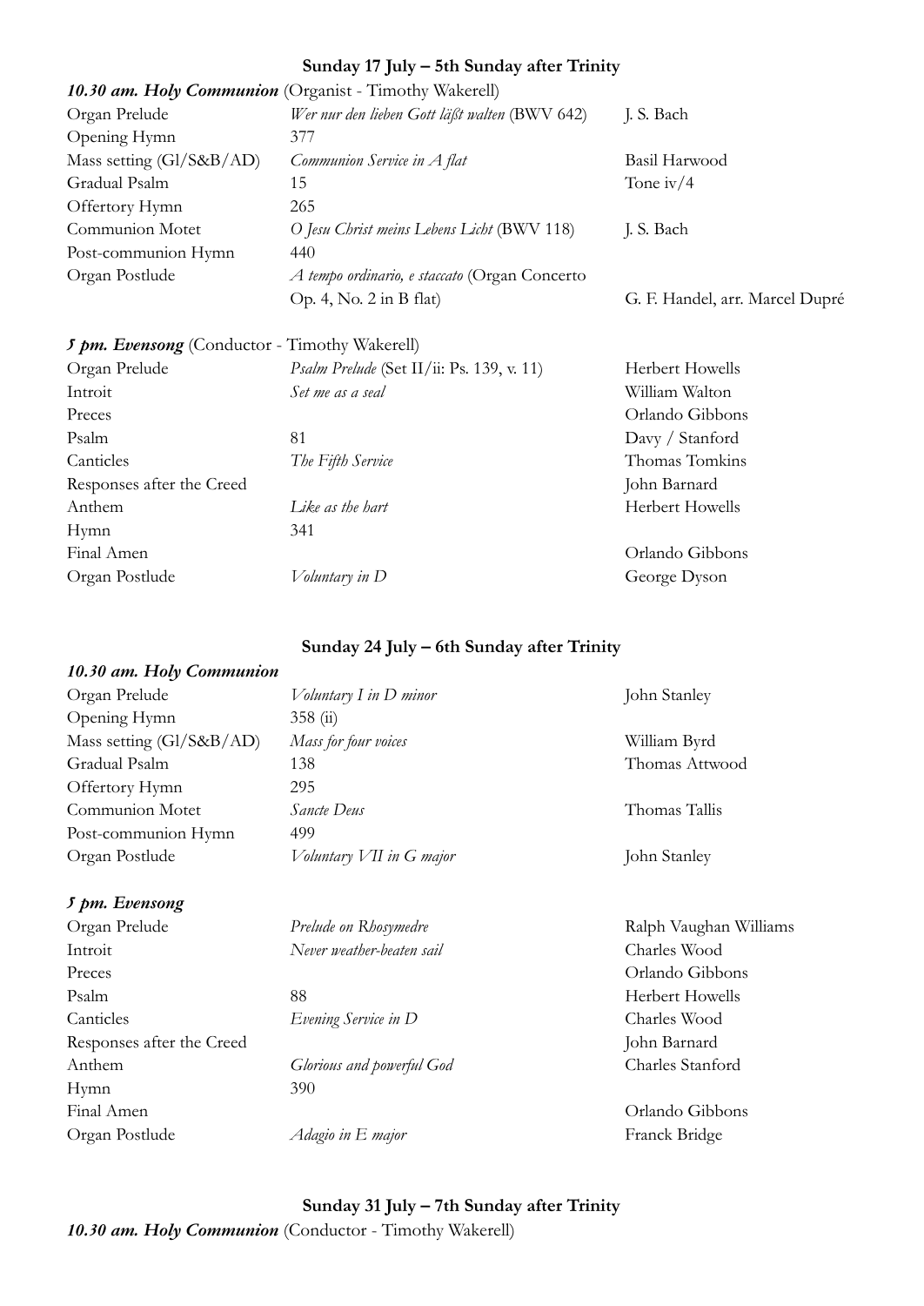## Sunday 17 July – 5th Sunday after Trinity

***10.30 am. Holy Communion*** (Organist - Timothy Wakerell)

| | | |
|---|---|---|
| Organ Prelude | *Wer nur den lieben Gott läßt walten* (BWV 642) | J. S. Bach |
| Opening Hymn | 377 | |
| Mass setting (Gl/S&B/AD) | *Communion Service in A flat* | Basil Harwood |
| Gradual Psalm | 15 | Tone iv/4 |
| Offertory Hymn | 265 | |
| Communion Motet | *O Jesu Christ meins Lebens Licht* (BWV 118) | J. S. Bach |
| Post-communion Hymn | 440 | |
| Organ Postlude | *A tempo ordinario, e staccato* (Organ Concerto Op. 4, No. 2 in B flat) | G. F. Handel, arr. Marcel Dupré |

***5 pm. Evensong*** (Conductor - Timothy Wakerell)

| | | |
|---|---|---|
| Organ Prelude | *Psalm Prelude* (Set II/ii: Ps. 139, v. 11) | Herbert Howells |
| Introit | *Set me as a seal* | William Walton |
| Preces | | Orlando Gibbons |
| Psalm | 81 | Davy / Stanford |
| Canticles | *The Fifth Service* | Thomas Tomkins |
| Responses after the Creed | | John Barnard |
| Anthem | *Like as the hart* | Herbert Howells |
| Hymn | 341 | |
| Final Amen | | Orlando Gibbons |
| Organ Postlude | *Voluntary in D* | George Dyson |

## Sunday 24 July – 6th Sunday after Trinity

***10.30 am. Holy Communion***

| | | |
|---|---|---|
| Organ Prelude | *Voluntary I in D minor* | John Stanley |
| Opening Hymn | 358 (ii) | |
| Mass setting (Gl/S&B/AD) | *Mass for four voices* | William Byrd |
| Gradual Psalm | 138 | Thomas Attwood |
| Offertory Hymn | 295 | |
| Communion Motet | *Sancte Deus* | Thomas Tallis |
| Post-communion Hymn | 499 | |
| Organ Postlude | *Voluntary VII in G major* | John Stanley |

***5 pm. Evensong***

| | | |
|---|---|---|
| Organ Prelude | *Prelude on Rhosymedre* | Ralph Vaughan Williams |
| Introit | *Never weather-beaten sail* | Charles Wood |
| Preces | | Orlando Gibbons |
| Psalm | 88 | Herbert Howells |
| Canticles | *Evening Service in D* | Charles Wood |
| Responses after the Creed | | John Barnard |
| Anthem | *Glorious and powerful God* | Charles Stanford |
| Hymn | 390 | |
| Final Amen | | Orlando Gibbons |
| Organ Postlude | *Adagio in E major* | Franck Bridge |

## Sunday 31 July – 7th Sunday after Trinity

***10.30 am. Holy Communion*** (Conductor - Timothy Wakerell)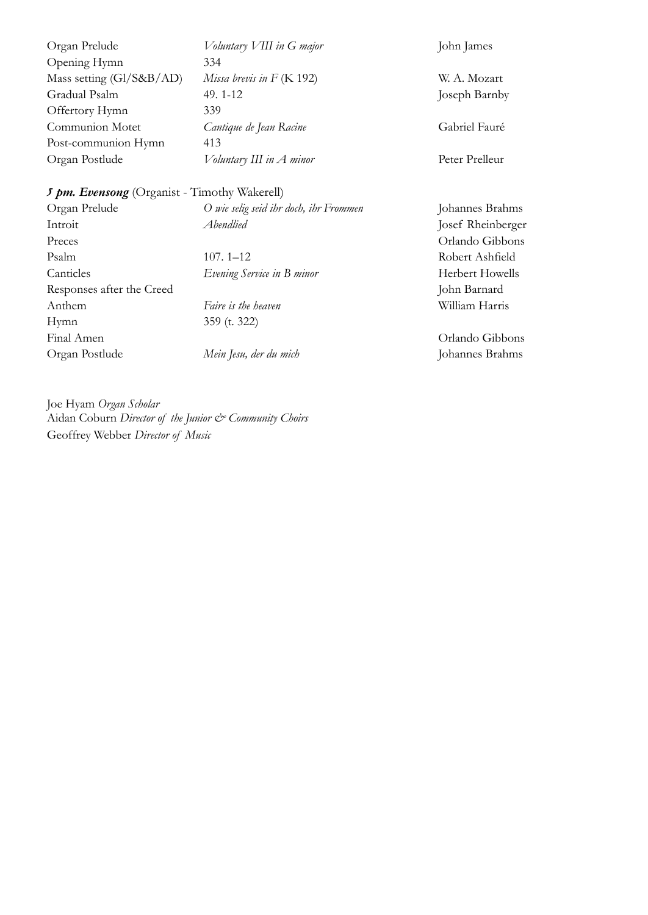| | | |
|---|---|---|
| Organ Prelude | *Voluntary VIII in G major* | John James |
| Opening Hymn | 334 | |
| Mass setting (Gl/S&B/AD) | *Missa brevis in F* (K 192) | W. A. Mozart |
| Gradual Psalm | 49. 1-12 | Joseph Barnby |
| Offertory Hymn | 339 | |
| Communion Motet | *Cantique de Jean Racine* | Gabriel Fauré |
| Post-communion Hymn | 413 | |
| Organ Postlude | *Voluntary III in A minor* | Peter Prelleur |

***5 pm. Evensong*** (Organist - Timothy Wakerell)

| | | |
|---|---|---|
| Organ Prelude | *O wie selig seid ihr doch, ihr Frommen* | Johannes Brahms |
| Introit | *Abendlied* | Josef Rheinberger |
| Preces | | Orlando Gibbons |
| Psalm | 107. 1–12 | Robert Ashfield |
| Canticles | *Evening Service in B minor* | Herbert Howells |
| Responses after the Creed | | John Barnard |
| Anthem | *Faire is the heaven* | William Harris |
| Hymn | 359 (t. 322) | |
| Final Amen | | Orlando Gibbons |
| Organ Postlude | *Mein Jesu, der du mich* | Johannes Brahms |

Joe Hyam *Organ Scholar*
Aidan Coburn *Director of the Junior & Community Choirs*
Geoffrey Webber *Director of Music*